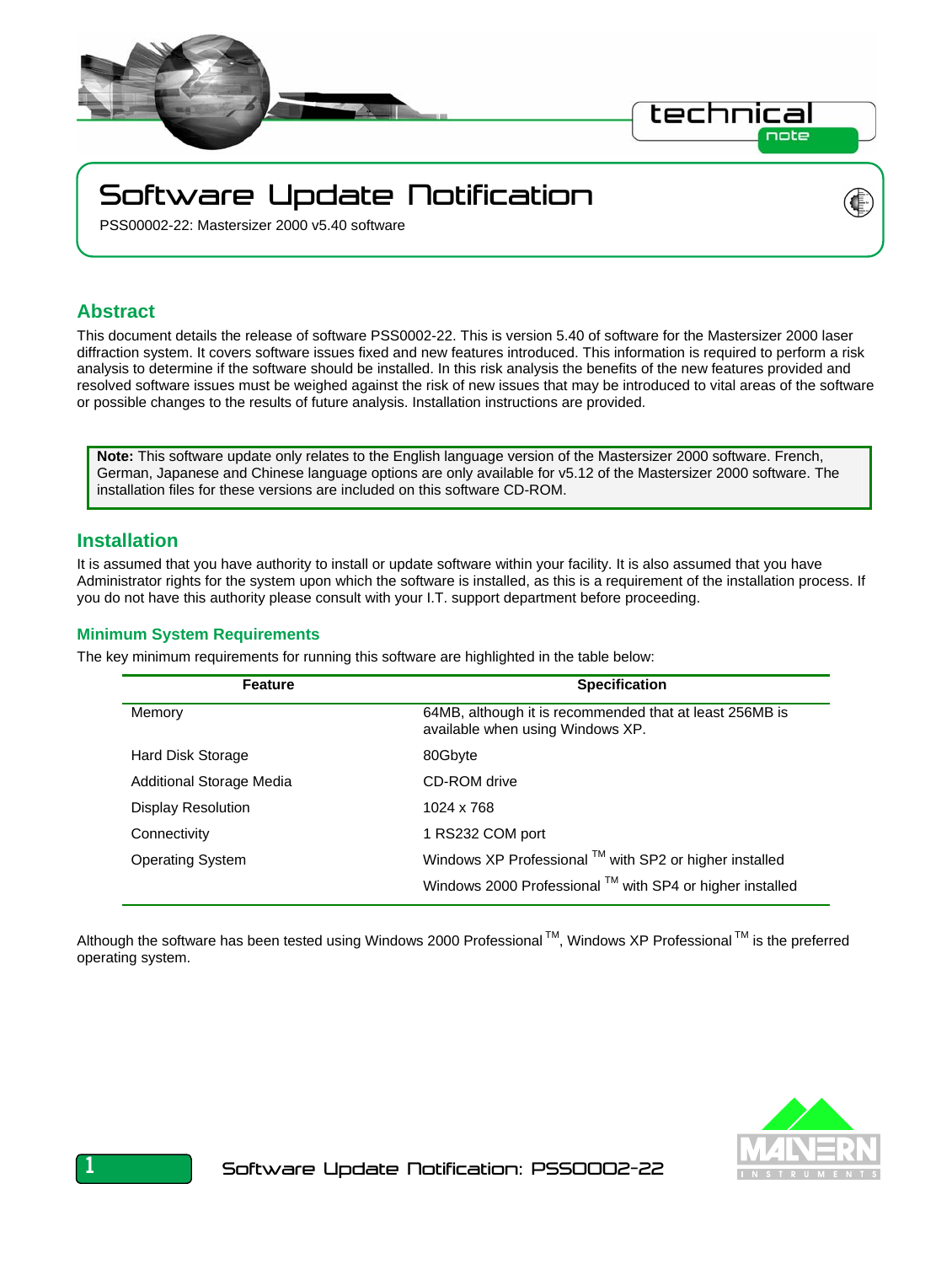# Software Update Notification

PSS00002-22: Mastersizer 2000 v5.40 software

## Abstract

This document details the release of software PSS0002-22. This is version 5.40 of software for the Mastersizer 2000 laser diffraction system. It covers software issues fixed and new features introduced. This information is required to perform a risk analysis to determine if the software should be installed. In this risk analysis the benefits of the new features provided and resolved software issues must be weighed against the risk of new issues that may be introduced to vital areas of the software or possible changes to the results of future analysis. Installation instructions are provided.

> **Note:** This software update only relates to the English language version of the Mastersizer 2000 software. French, German, Japanese and Chinese language options are only available for v5.12 of the Mastersizer 2000 software. The installation files for these versions are included on this software CD-ROM.

## Installation

It is assumed that you have authority to install or update software within your facility. It is also assumed that you have Administrator rights for the system upon which the software is installed, as this is a requirement of the installation process. If you do not have this authority please consult with your I.T. support department before proceeding.

### Minimum System Requirements

The key minimum requirements for running this software are highlighted in the table below:

| Feature | Specification |
| --- | --- |
| Memory | 64MB, although it is recommended that at least 256MB is available when using Windows XP. |
| Hard Disk Storage | 80Gbyte |
| Additional Storage Media | CD-ROM drive |
| Display Resolution | 1024 x 768 |
| Connectivity | 1 RS232 COM port |
| Operating System | Windows XP Professional ™ with SP2 or higher installed |
| | Windows 2000 Professional ™ with SP4 or higher installed |

Although the software has been tested using Windows 2000 Professional ™, Windows XP Professional ™ is the preferred operating system.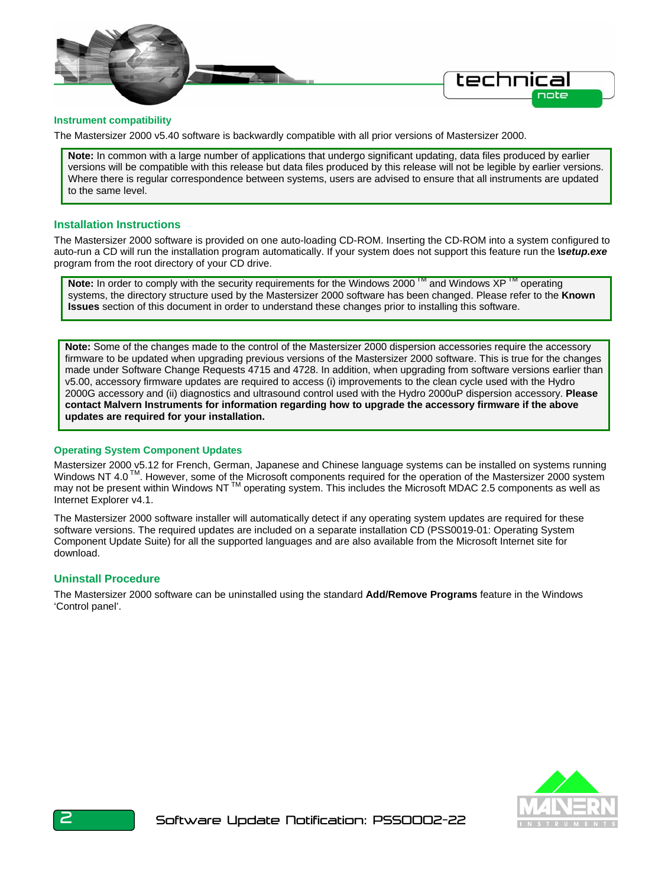## Instrument compatibility

The Mastersizer 2000 v5.40 software is backwardly compatible with all prior versions of Mastersizer 2000.

> **Note:** In common with a large number of applications that undergo significant updating, data files produced by earlier versions will be compatible with this release but data files produced by this release will not be legible by earlier versions. Where there is regular correspondence between systems, users are advised to ensure that all instruments are updated to the same level.

## Installation Instructions

The Mastersizer 2000 software is provided on one auto-loading CD-ROM. Inserting the CD-ROM into a system configured to auto-run a CD will run the installation program automatically. If your system does not support this feature run the ***\setup.exe*** program from the root directory of your CD drive.

> **Note:** In order to comply with the security requirements for the Windows 2000 ™ and Windows XP ™ operating systems, the directory structure used by the Mastersizer 2000 software has been changed. Please refer to the **Known Issues** section of this document in order to understand these changes prior to installing this software.

> **Note:** Some of the changes made to the control of the Mastersizer 2000 dispersion accessories require the accessory firmware to be updated when upgrading previous versions of the Mastersizer 2000 software. This is true for the changes made under Software Change Requests 4715 and 4728. In addition, when upgrading from software versions earlier than v5.00, accessory firmware updates are required to access (i) improvements to the clean cycle used with the Hydro 2000G accessory and (ii) diagnostics and ultrasound control used with the Hydro 2000uP dispersion accessory. **Please contact Malvern Instruments for information regarding how to upgrade the accessory firmware if the above updates are required for your installation.**

## Operating System Component Updates

Mastersizer 2000 v5.12 for French, German, Japanese and Chinese language systems can be installed on systems running Windows NT 4.0 ™. However, some of the Microsoft components required for the operation of the Mastersizer 2000 system may not be present within Windows NT ™ operating system. This includes the Microsoft MDAC 2.5 components as well as Internet Explorer v4.1.

The Mastersizer 2000 software installer will automatically detect if any operating system updates are required for these software versions. The required updates are included on a separate installation CD (PSS0019-01: Operating System Component Update Suite) for all the supported languages and are also available from the Microsoft Internet site for download.

## Uninstall Procedure

The Mastersizer 2000 software can be uninstalled using the standard **Add/Remove Programs** feature in the Windows 'Control panel'.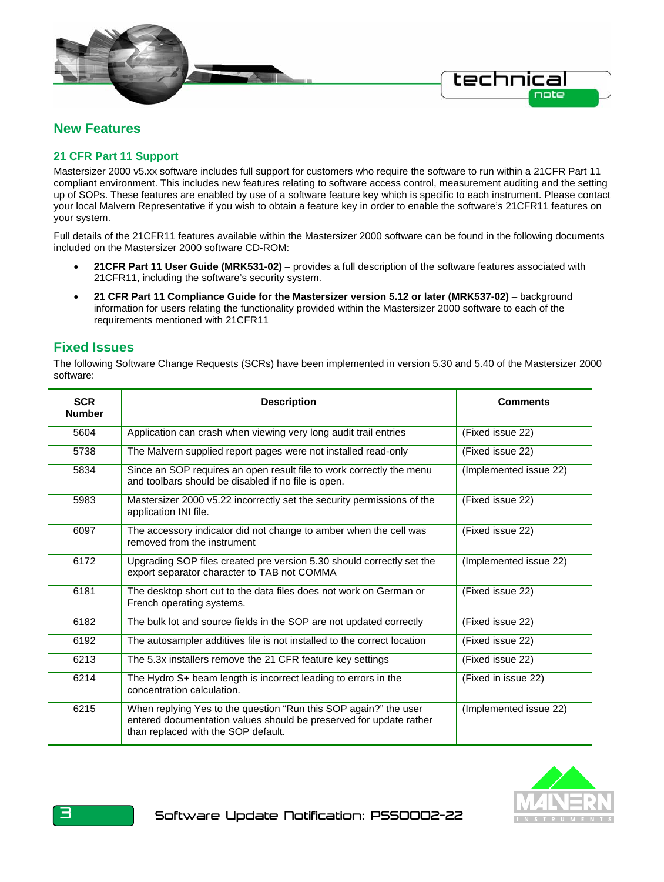## New Features

### 21 CFR Part 11 Support

Mastersizer 2000 v5.xx software includes full support for customers who require the software to run within a 21CFR Part 11 compliant environment. This includes new features relating to software access control, measurement auditing and the setting up of SOPs. These features are enabled by use of a software feature key which is specific to each instrument. Please contact your local Malvern Representative if you wish to obtain a feature key in order to enable the software's 21CFR11 features on your system.

Full details of the 21CFR11 features available within the Mastersizer 2000 software can be found in the following documents included on the Mastersizer 2000 software CD-ROM:

- **21CFR Part 11 User Guide (MRK531-02)** – provides a full description of the software features associated with 21CFR11, including the software's security system.
- **21 CFR Part 11 Compliance Guide for the Mastersizer version 5.12 or later (MRK537-02)** – background information for users relating the functionality provided within the Mastersizer 2000 software to each of the requirements mentioned with 21CFR11

## Fixed Issues

The following Software Change Requests (SCRs) have been implemented in version 5.30 and 5.40 of the Mastersizer 2000 software:

| SCR Number | Description | Comments |
|---|---|---|
| 5604 | Application can crash when viewing very long audit trail entries | (Fixed issue 22) |
| 5738 | The Malvern supplied report pages were not installed read-only | (Fixed issue 22) |
| 5834 | Since an SOP requires an open result file to work correctly the menu and toolbars should be disabled if no file is open. | (Implemented issue 22) |
| 5983 | Mastersizer 2000 v5.22 incorrectly set the security permissions of the application INI file. | (Fixed issue 22) |
| 6097 | The accessory indicator did not change to amber when the cell was removed from the instrument | (Fixed issue 22) |
| 6172 | Upgrading SOP files created pre version 5.30 should correctly set the export separator character to TAB not COMMA | (Implemented issue 22) |
| 6181 | The desktop short cut to the data files does not work on German or French operating systems. | (Fixed issue 22) |
| 6182 | The bulk lot and source fields in the SOP are not updated correctly | (Fixed issue 22) |
| 6192 | The autosampler additives file is not installed to the correct location | (Fixed issue 22) |
| 6213 | The 5.3x installers remove the 21 CFR feature key settings | (Fixed issue 22) |
| 6214 | The Hydro S+ beam length is incorrect leading to errors in the concentration calculation. | (Fixed in issue 22) |
| 6215 | When replying Yes to the question "Run this SOP again?" the user entered documentation values should be preserved for update rather than replaced with the SOP default. | (Implemented issue 22) |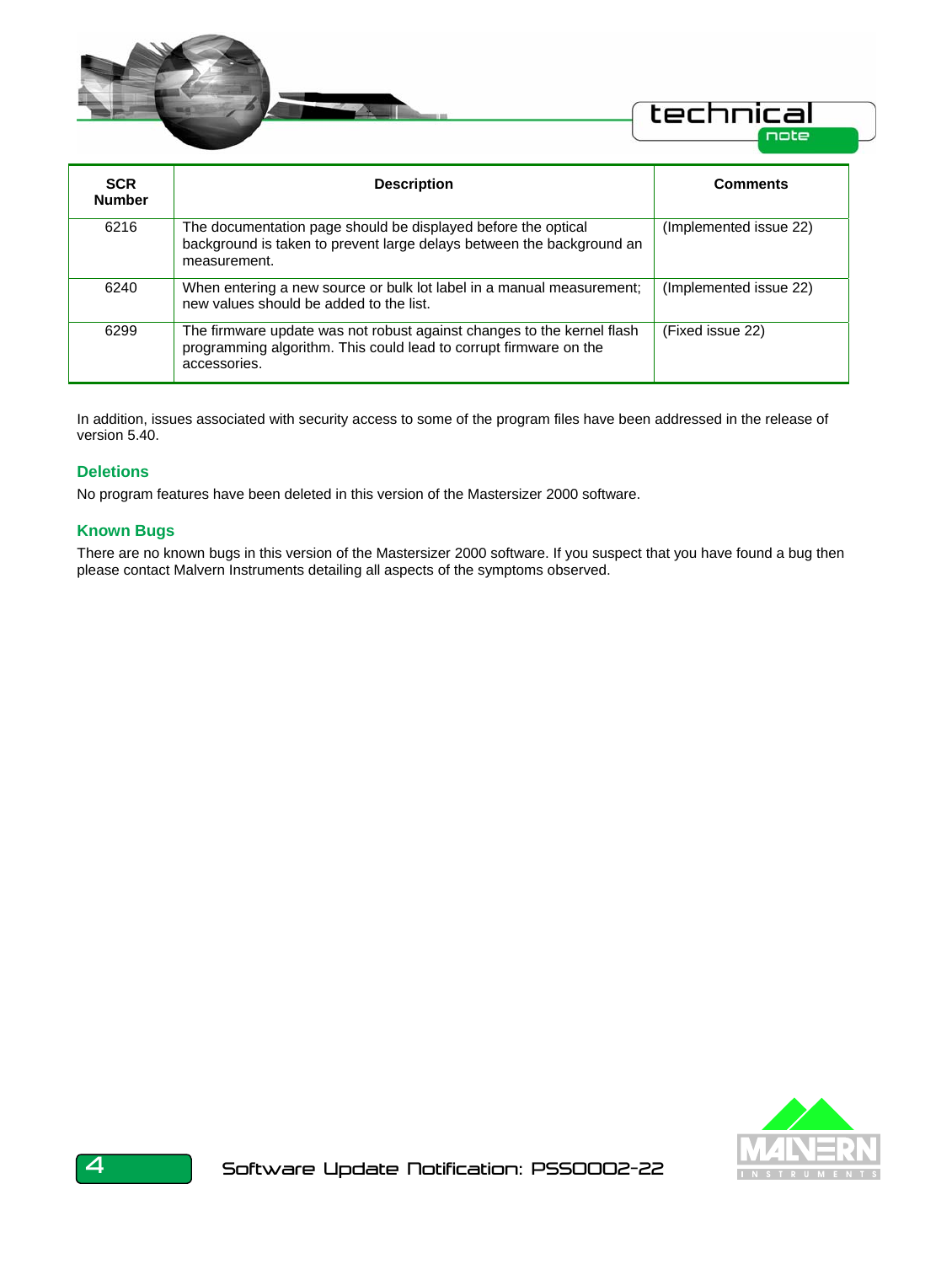| SCR Number | Description | Comments |
|---|---|---|
| 6216 | The documentation page should be displayed before the optical background is taken to prevent large delays between the background an measurement. | (Implemented issue 22) |
| 6240 | When entering a new source or bulk lot label in a manual measurement; new values should be added to the list. | (Implemented issue 22) |
| 6299 | The firmware update was not robust against changes to the kernel flash programming algorithm. This could lead to corrupt firmware on the accessories. | (Fixed issue 22) |

In addition, issues associated with security access to some of the program files have been addressed in the release of version 5.40.

### Deletions

No program features have been deleted in this version of the Mastersizer 2000 software.

### Known Bugs

There are no known bugs in this version of the Mastersizer 2000 software. If you suspect that you have found a bug then please contact Malvern Instruments detailing all aspects of the symptoms observed.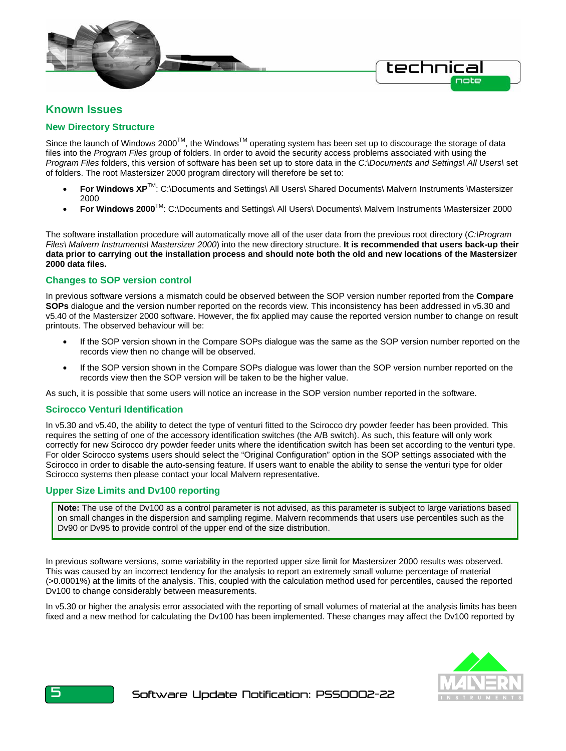# Known Issues

## New Directory Structure

Since the launch of Windows 2000™, the Windows™ operating system has been set up to discourage the storage of data files into the *Program Files* group of folders. In order to avoid the security access problems associated with using the *Program Files* folders, this version of software has been set up to store data in the *C:\Documents and Settings\ All Users\* set of folders. The root Mastersizer 2000 program directory will therefore be set to:

- **For Windows XP**™: C:\Documents and Settings\ All Users\ Shared Documents\ Malvern Instruments \Mastersizer 2000
- **For Windows 2000**™: C:\Documents and Settings\ All Users\ Documents\ Malvern Instruments \Mastersizer 2000

The software installation procedure will automatically move all of the user data from the previous root directory (*C:\Program Files\ Malvern Instruments\ Mastersizer 2000*) into the new directory structure. **It is recommended that users back-up their data prior to carrying out the installation process and should note both the old and new locations of the Mastersizer 2000 data files.**

## Changes to SOP version control

In previous software versions a mismatch could be observed between the SOP version number reported from the **Compare SOPs** dialogue and the version number reported on the records view. This inconsistency has been addressed in v5.30 and v5.40 of the Mastersizer 2000 software. However, the fix applied may cause the reported version number to change on result printouts. The observed behaviour will be:

- If the SOP version shown in the Compare SOPs dialogue was the same as the SOP version number reported on the records view then no change will be observed.
- If the SOP version shown in the Compare SOPs dialogue was lower than the SOP version number reported on the records view then the SOP version will be taken to be the higher value.

As such, it is possible that some users will notice an increase in the SOP version number reported in the software.

## Scirocco Venturi Identification

In v5.30 and v5.40, the ability to detect the type of venturi fitted to the Scirocco dry powder feeder has been provided. This requires the setting of one of the accessory identification switches (the A/B switch). As such, this feature will only work correctly for new Scirocco dry powder feeder units where the identification switch has been set according to the venturi type. For older Scirocco systems users should select the “Original Configuration” option in the SOP settings associated with the Scirocco in order to disable the auto-sensing feature. If users want to enable the ability to sense the venturi type for older Scirocco systems then please contact your local Malvern representative.

## Upper Size Limits and Dv100 reporting

> **Note:** The use of the Dv100 as a control parameter is not advised, as this parameter is subject to large variations based on small changes in the dispersion and sampling regime. Malvern recommends that users use percentiles such as the Dv90 or Dv95 to provide control of the upper end of the size distribution.

In previous software versions, some variability in the reported upper size limit for Mastersizer 2000 results was observed. This was caused by an incorrect tendency for the analysis to report an extremely small volume percentage of material (>0.0001%) at the limits of the analysis. This, coupled with the calculation method used for percentiles, caused the reported Dv100 to change considerably between measurements.

In v5.30 or higher the analysis error associated with the reporting of small volumes of material at the analysis limits has been fixed and a new method for calculating the Dv100 has been implemented. These changes may affect the Dv100 reported by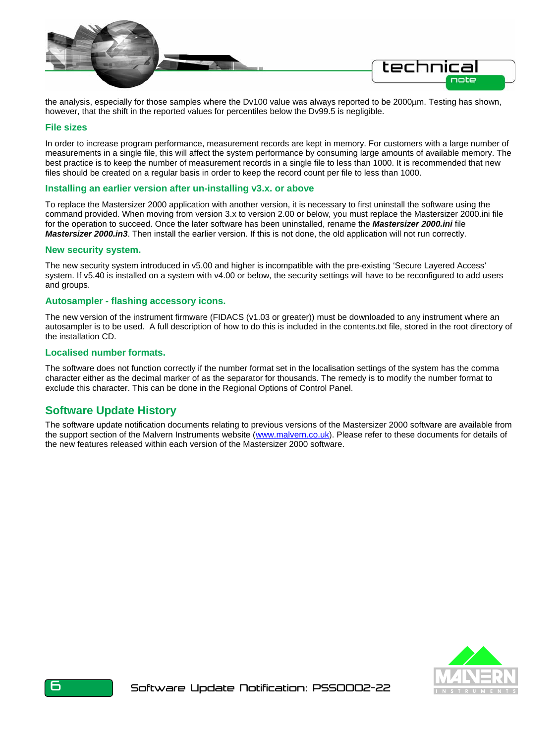the analysis, especially for those samples where the Dv100 value was always reported to be 2000µm. Testing has shown, however, that the shift in the reported values for percentiles below the Dv99.5 is negligible.

### File sizes

In order to increase program performance, measurement records are kept in memory. For customers with a large number of measurements in a single file, this will affect the system performance by consuming large amounts of available memory. The best practice is to keep the number of measurement records in a single file to less than 1000. It is recommended that new files should be created on a regular basis in order to keep the record count per file to less than 1000.

### Installing an earlier version after un-installing v3.x. or above

To replace the Mastersizer 2000 application with another version, it is necessary to first uninstall the software using the command provided. When moving from version 3.x to version 2.00 or below, you must replace the Mastersizer 2000.ini file for the operation to succeed. Once the later software has been uninstalled, rename the ***Mastersizer 2000.ini*** file ***Mastersizer 2000.in3***. Then install the earlier version. If this is not done, the old application will not run correctly.

### New security system.

The new security system introduced in v5.00 and higher is incompatible with the pre-existing 'Secure Layered Access' system. If v5.40 is installed on a system with v4.00 or below, the security settings will have to be reconfigured to add users and groups.

### Autosampler - flashing accessory icons.

The new version of the instrument firmware (FIDACS (v1.03 or greater)) must be downloaded to any instrument where an autosampler is to be used. A full description of how to do this is included in the contents.txt file, stored in the root directory of the installation CD.

### Localised number formats.

The software does not function correctly if the number format set in the localisation settings of the system has the comma character either as the decimal marker of as the separator for thousands. The remedy is to modify the number format to exclude this character. This can be done in the Regional Options of Control Panel.

## Software Update History

The software update notification documents relating to previous versions of the Mastersizer 2000 software are available from the support section of the Malvern Instruments website (www.malvern.co.uk). Please refer to these documents for details of the new features released within each version of the Mastersizer 2000 software.